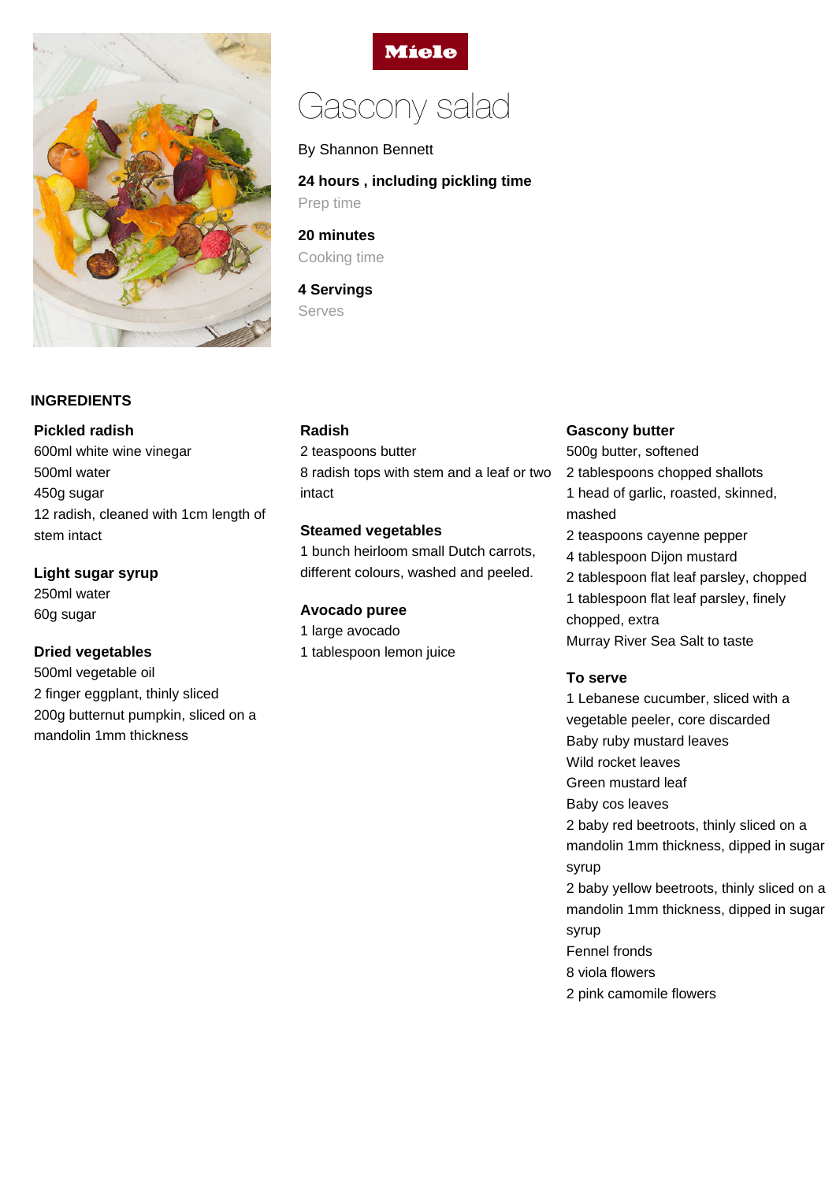Miele

# Gascony salad

By Shannon Bennett

**24 hours , including pickling time**
Prep time

**20 minutes**
Cooking time

**4 Servings**
Serves

## INGREDIENTS

### Pickled radish

600ml white wine vinegar
500ml water
450g sugar
12 radish, cleaned with 1cm length of stem intact

### Light sugar syrup

250ml water
60g sugar

### Dried vegetables

500ml vegetable oil
2 finger eggplant, thinly sliced
200g butternut pumpkin, sliced on a mandolin 1mm thickness

### Radish

2 teaspoons butter
8 radish tops with stem and a leaf or two intact

### Steamed vegetables

1 bunch heirloom small Dutch carrots, different colours, washed and peeled.

### Avocado puree

1 large avocado
1 tablespoon lemon juice

### Gascony butter

500g butter, softened
2 tablespoons chopped shallots
1 head of garlic, roasted, skinned, mashed
2 teaspoons cayenne pepper
4 tablespoon Dijon mustard
2 tablespoons flat leaf parsley, chopped
1 tablespoon flat leaf parsley, finely chopped, extra
Murray River Sea Salt to taste

### To serve

1 Lebanese cucumber, sliced with a vegetable peeler, core discarded
Baby ruby mustard leaves
Wild rocket leaves
Green mustard leaf
Baby cos leaves
2 baby red beetroots, thinly sliced on a mandolin 1mm thickness, dipped in sugar syrup
2 baby yellow beetroots, thinly sliced on a mandolin 1mm thickness, dipped in sugar syrup
Fennel fronds
8 viola flowers
2 pink camomile flowers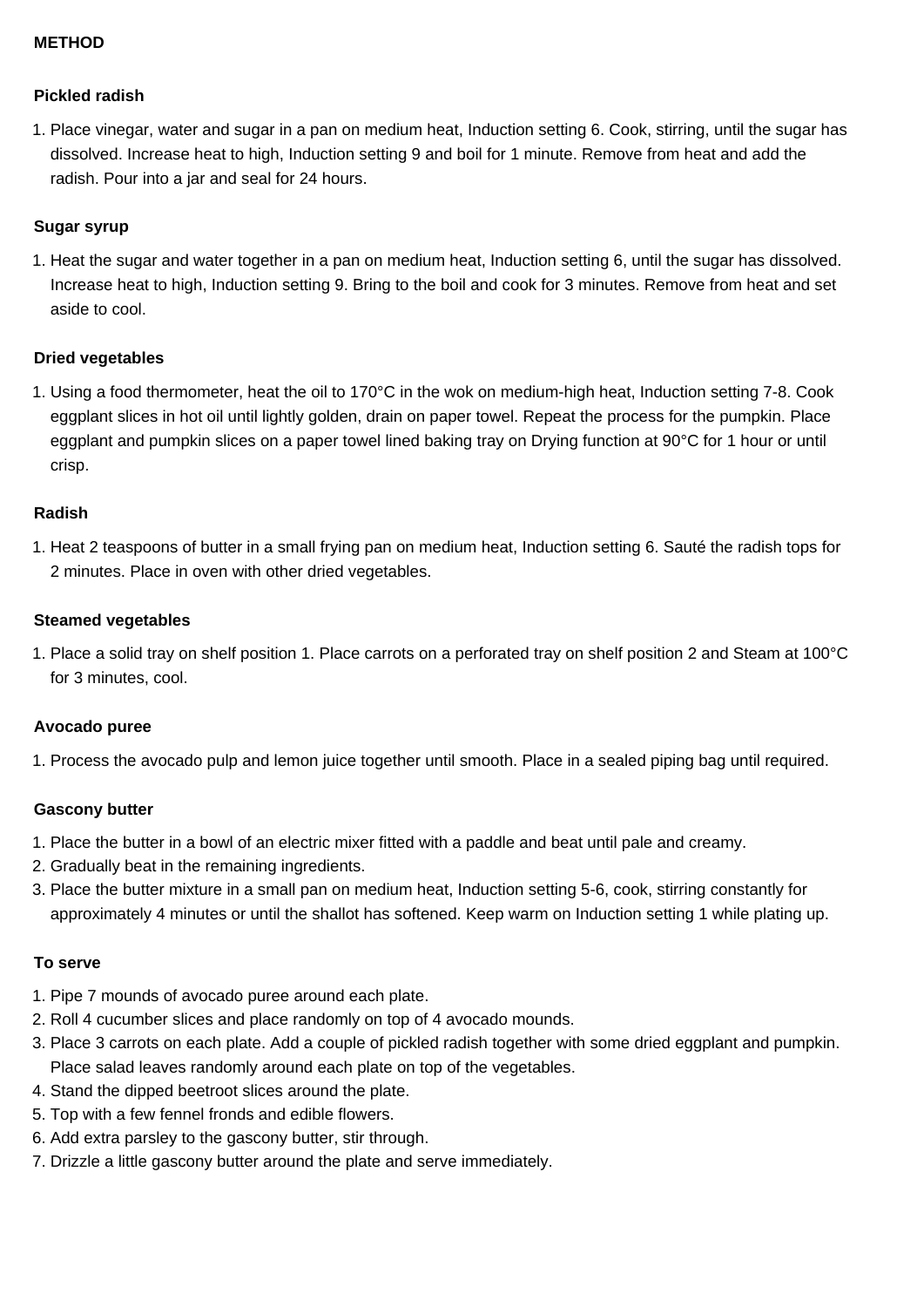## METHOD

### Pickled radish

1. Place vinegar, water and sugar in a pan on medium heat, Induction setting 6. Cook, stirring, until the sugar has dissolved. Increase heat to high, Induction setting 9 and boil for 1 minute. Remove from heat and add the radish. Pour into a jar and seal for 24 hours.

### Sugar syrup

1. Heat the sugar and water together in a pan on medium heat, Induction setting 6, until the sugar has dissolved. Increase heat to high, Induction setting 9. Bring to the boil and cook for 3 minutes. Remove from heat and set aside to cool.

### Dried vegetables

1. Using a food thermometer, heat the oil to 170°C in the wok on medium-high heat, Induction setting 7-8. Cook eggplant slices in hot oil until lightly golden, drain on paper towel. Repeat the process for the pumpkin. Place eggplant and pumpkin slices on a paper towel lined baking tray on Drying function at 90°C for 1 hour or until crisp.

### Radish

1. Heat 2 teaspoons of butter in a small frying pan on medium heat, Induction setting 6. Sauté the radish tops for 2 minutes. Place in oven with other dried vegetables.

### Steamed vegetables

1. Place a solid tray on shelf position 1. Place carrots on a perforated tray on shelf position 2 and Steam at 100°C for 3 minutes, cool.

### Avocado puree

1. Process the avocado pulp and lemon juice together until smooth. Place in a sealed piping bag until required.

### Gascony butter

1. Place the butter in a bowl of an electric mixer fitted with a paddle and beat until pale and creamy.
2. Gradually beat in the remaining ingredients.
3. Place the butter mixture in a small pan on medium heat, Induction setting 5-6, cook, stirring constantly for approximately 4 minutes or until the shallot has softened. Keep warm on Induction setting 1 while plating up.

### To serve

1. Pipe 7 mounds of avocado puree around each plate.
2. Roll 4 cucumber slices and place randomly on top of 4 avocado mounds.
3. Place 3 carrots on each plate. Add a couple of pickled radish together with some dried eggplant and pumpkin. Place salad leaves randomly around each plate on top of the vegetables.
4. Stand the dipped beetroot slices around the plate.
5. Top with a few fennel fronds and edible flowers.
6. Add extra parsley to the gascony butter, stir through.
7. Drizzle a little gascony butter around the plate and serve immediately.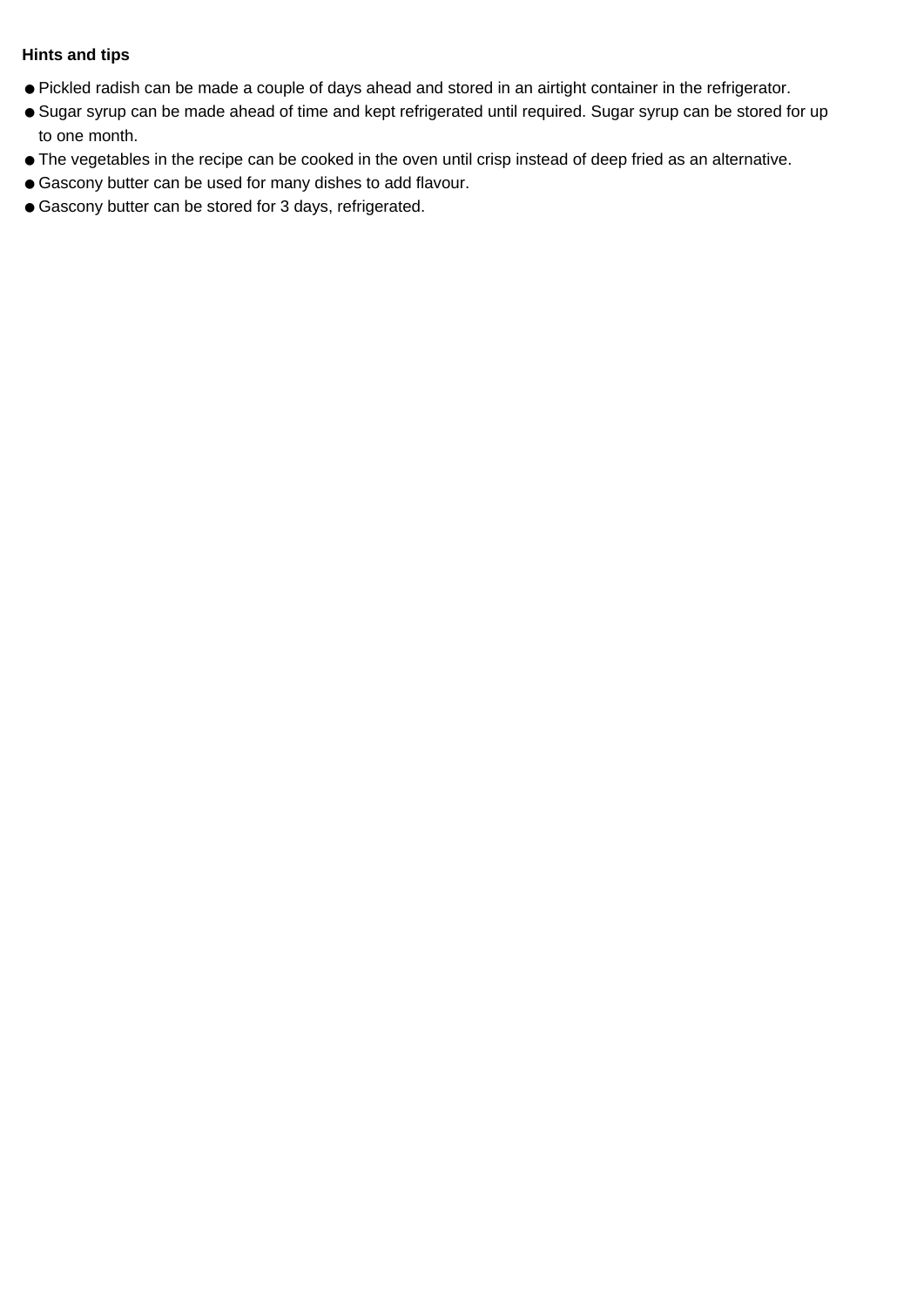**Hints and tips**

- Pickled radish can be made a couple of days ahead and stored in an airtight container in the refrigerator.
- Sugar syrup can be made ahead of time and kept refrigerated until required. Sugar syrup can be stored for up to one month.
- The vegetables in the recipe can be cooked in the oven until crisp instead of deep fried as an alternative.
- Gascony butter can be used for many dishes to add flavour.
- Gascony butter can be stored for 3 days, refrigerated.